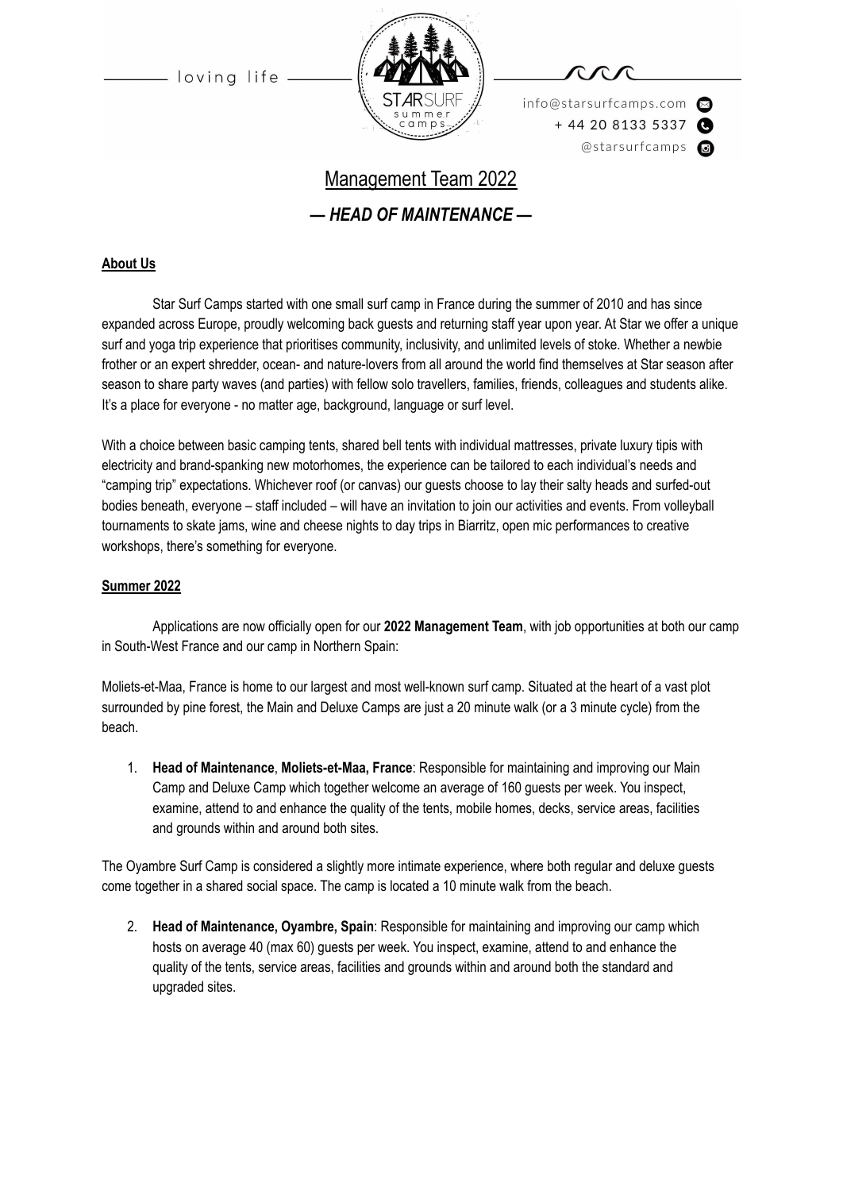loving life

STARSURF summer camps

info@starsurfcamps.com
+ 44 20 8133 5337
@starsurfcamps

# Management Team 2022

## *— HEAD OF MAINTENANCE —*

**About Us**

Star Surf Camps started with one small surf camp in France during the summer of 2010 and has since expanded across Europe, proudly welcoming back guests and returning staff year upon year. At Star we offer a unique surf and yoga trip experience that prioritises community, inclusivity, and unlimited levels of stoke. Whether a newbie frother or an expert shredder, ocean- and nature-lovers from all around the world find themselves at Star season after season to share party waves (and parties) with fellow solo travellers, families, friends, colleagues and students alike. It's a place for everyone - no matter age, background, language or surf level.

With a choice between basic camping tents, shared bell tents with individual mattresses, private luxury tipis with electricity and brand-spanking new motorhomes, the experience can be tailored to each individual's needs and "camping trip" expectations. Whichever roof (or canvas) our guests choose to lay their salty heads and surfed-out bodies beneath, everyone – staff included – will have an invitation to join our activities and events. From volleyball tournaments to skate jams, wine and cheese nights to day trips in Biarritz, open mic performances to creative workshops, there's something for everyone.

**Summer 2022**

Applications are now officially open for our **2022 Management Team**, with job opportunities at both our camp in South-West France and our camp in Northern Spain:

Moliets-et-Maa, France is home to our largest and most well-known surf camp. Situated at the heart of a vast plot surrounded by pine forest, the Main and Deluxe Camps are just a 20 minute walk (or a 3 minute cycle) from the beach.

1. **Head of Maintenance**, **Moliets-et-Maa, France**: Responsible for maintaining and improving our Main Camp and Deluxe Camp which together welcome an average of 160 guests per week. You inspect, examine, attend to and enhance the quality of the tents, mobile homes, decks, service areas, facilities and grounds within and around both sites.

The Oyambre Surf Camp is considered a slightly more intimate experience, where both regular and deluxe guests come together in a shared social space. The camp is located a 10 minute walk from the beach.

2. **Head of Maintenance, Oyambre, Spain**: Responsible for maintaining and improving our camp which hosts on average 40 (max 60) guests per week. You inspect, examine, attend to and enhance the quality of the tents, service areas, facilities and grounds within and around both the standard and upgraded sites.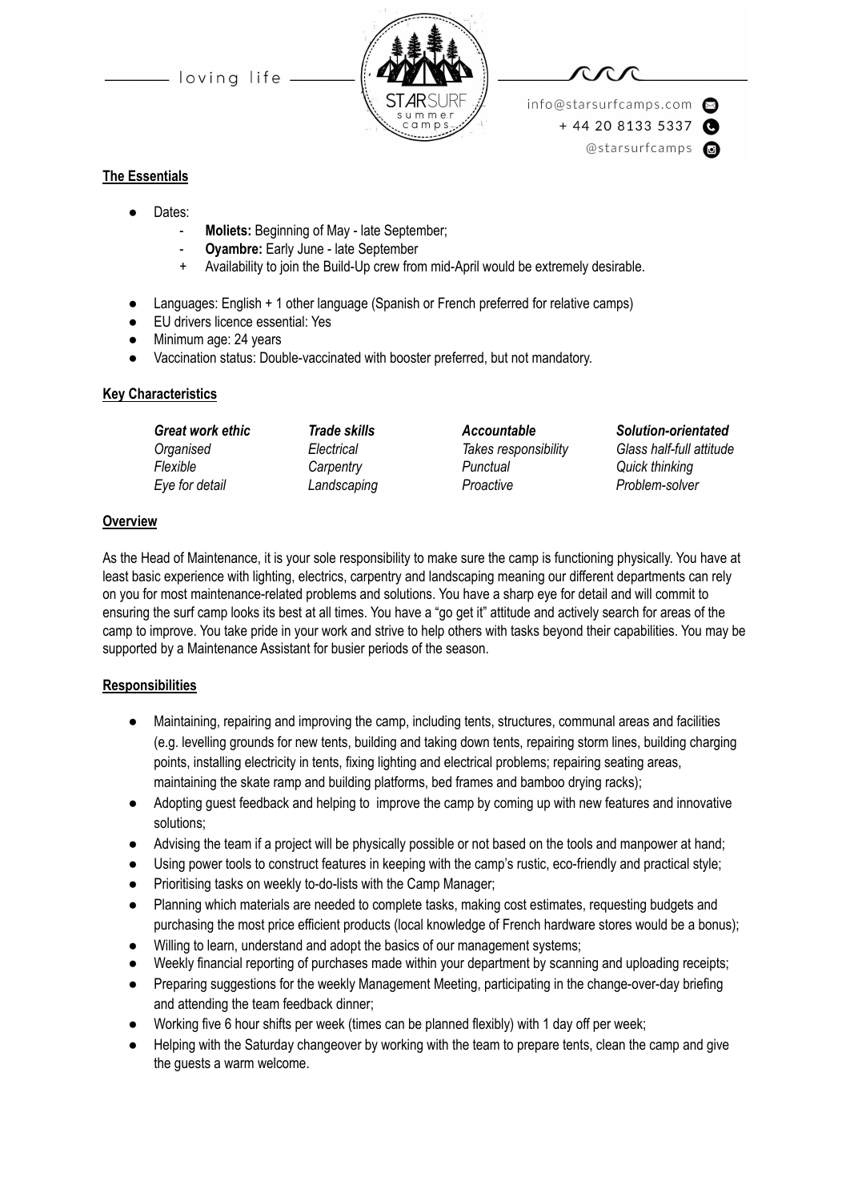**The Essentials**

- Dates:
  - **Moliets:** Beginning of May - late September;
  - **Oyambre:** Early June - late September
  + Availability to join the Build-Up crew from mid-April would be extremely desirable.
- Languages: English + 1 other language (Spanish or French preferred for relative camps)
- EU drivers licence essential: Yes
- Minimum age: 24 years
- Vaccination status: Double-vaccinated with booster preferred, but not mandatory.

**Key Characteristics**

| ***Great work ethic*** | ***Trade skills*** | ***Accountable*** | ***Solution-orientated*** |
|---|---|---|---|
| *Organised* | *Electrical* | *Takes responsibility* | *Glass half-full attitude* |
| *Flexible* | *Carpentry* | *Punctual* | *Quick thinking* |
| *Eye for detail* | *Landscaping* | *Proactive* | *Problem-solver* |

**Overview**

As the Head of Maintenance, it is your sole responsibility to make sure the camp is functioning physically. You have at least basic experience with lighting, electrics, carpentry and landscaping meaning our different departments can rely on you for most maintenance-related problems and solutions. You have a sharp eye for detail and will commit to ensuring the surf camp looks its best at all times. You have a "go get it" attitude and actively search for areas of the camp to improve. You take pride in your work and strive to help others with tasks beyond their capabilities. You may be supported by a Maintenance Assistant for busier periods of the season.

**Responsibilities**

- Maintaining, repairing and improving the camp, including tents, structures, communal areas and facilities (e.g. levelling grounds for new tents, building and taking down tents, repairing storm lines, building charging points, installing electricity in tents, fixing lighting and electrical problems; repairing seating areas, maintaining the skate ramp and building platforms, bed frames and bamboo drying racks);
- Adopting guest feedback and helping to improve the camp by coming up with new features and innovative solutions;
- Advising the team if a project will be physically possible or not based on the tools and manpower at hand;
- Using power tools to construct features in keeping with the camp's rustic, eco-friendly and practical style;
- Prioritising tasks on weekly to-do-lists with the Camp Manager;
- Planning which materials are needed to complete tasks, making cost estimates, requesting budgets and purchasing the most price efficient products (local knowledge of French hardware stores would be a bonus);
- Willing to learn, understand and adopt the basics of our management systems;
- Weekly financial reporting of purchases made within your department by scanning and uploading receipts;
- Preparing suggestions for the weekly Management Meeting, participating in the change-over-day briefing and attending the team feedback dinner;
- Working five 6 hour shifts per week (times can be planned flexibly) with 1 day off per week;
- Helping with the Saturday changeover by working with the team to prepare tents, clean the camp and give the guests a warm welcome.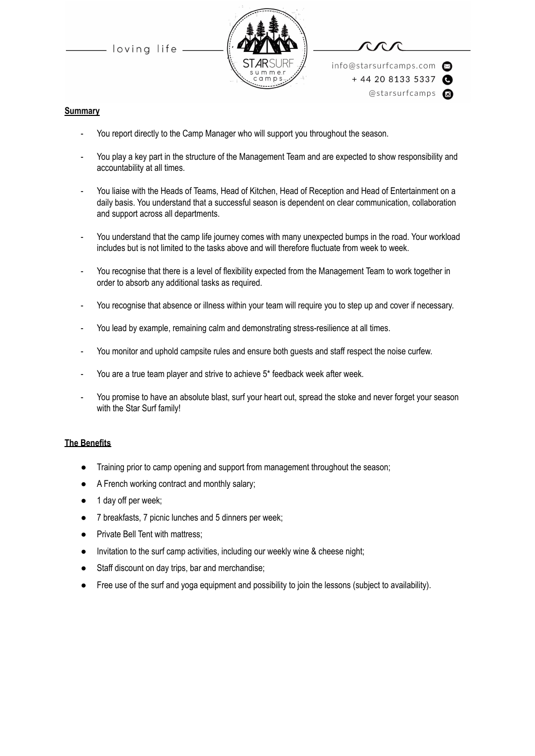**Summary**

- You report directly to the Camp Manager who will support you throughout the season.
- You play a key part in the structure of the Management Team and are expected to show responsibility and accountability at all times.
- You liaise with the Heads of Teams, Head of Kitchen, Head of Reception and Head of Entertainment on a daily basis. You understand that a successful season is dependent on clear communication, collaboration and support across all departments.
- You understand that the camp life journey comes with many unexpected bumps in the road. Your workload includes but is not limited to the tasks above and will therefore fluctuate from week to week.
- You recognise that there is a level of flexibility expected from the Management Team to work together in order to absorb any additional tasks as required.
- You recognise that absence or illness within your team will require you to step up and cover if necessary.
- You lead by example, remaining calm and demonstrating stress-resilience at all times.
- You monitor and uphold campsite rules and ensure both guests and staff respect the noise curfew.
- You are a true team player and strive to achieve 5* feedback week after week.
- You promise to have an absolute blast, surf your heart out, spread the stoke and never forget your season with the Star Surf family!

**The Benefits**

- Training prior to camp opening and support from management throughout the season;
- A French working contract and monthly salary;
- 1 day off per week;
- 7 breakfasts, 7 picnic lunches and 5 dinners per week;
- Private Bell Tent with mattress;
- Invitation to the surf camp activities, including our weekly wine & cheese night;
- Staff discount on day trips, bar and merchandise;
- Free use of the surf and yoga equipment and possibility to join the lessons (subject to availability).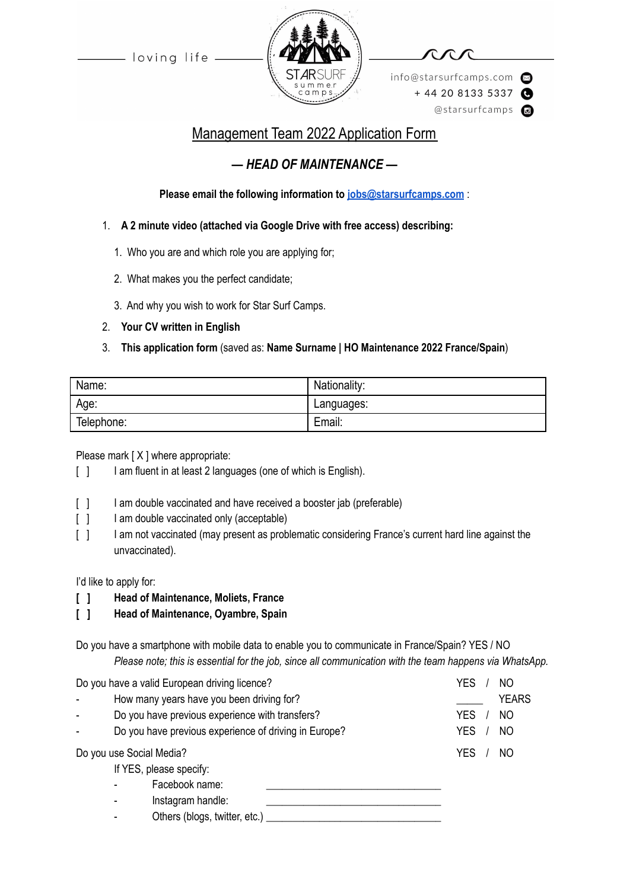loving life

STARSURF summer camps

info@starsurfcamps.com
+ 44 20 8133 5337
@starsurfcamps

# Management Team 2022 Application Form

## — *HEAD OF MAINTENANCE* —

**Please email the following information to jobs@starsurfcamps.com** :

1. **A 2 minute video (attached via Google Drive with free access) describing:**
   1. Who you are and which role you are applying for;
   2. What makes you the perfect candidate;
   3. And why you wish to work for Star Surf Camps.
2. **Your CV written in English**
3. **This application form** (saved as: **Name Surname | HO Maintenance 2022 France/Spain**)

| Name: | Nationality: |
|---|---|
| Age: | Languages: |
| Telephone: | Email: |

Please mark [ X ] where appropriate:

[ ] I am fluent in at least 2 languages (one of which is English).

[ ] I am double vaccinated and have received a booster jab (preferable)
[ ] I am double vaccinated only (acceptable)
[ ] I am not vaccinated (may present as problematic considering France's current hard line against the unvaccinated).

I'd like to apply for:

**[ ] Head of Maintenance, Moliets, France**
**[ ] Head of Maintenance, Oyambre, Spain**

Do you have a smartphone with mobile data to enable you to communicate in France/Spain? YES / NO
*Please note; this is essential for the job, since all communication with the team happens via WhatsApp.*

Do you have a valid European driving licence? YES / NO
- How many years have you been driving for? _____ YEARS
- Do you have previous experience with transfers? YES / NO
- Do you have previous experience of driving in Europe? YES / NO

Do you use Social Media? YES / NO
If YES, please specify:
- Facebook name: ________________________________
- Instagram handle: ________________________________
- Others (blogs, twitter, etc.) ________________________________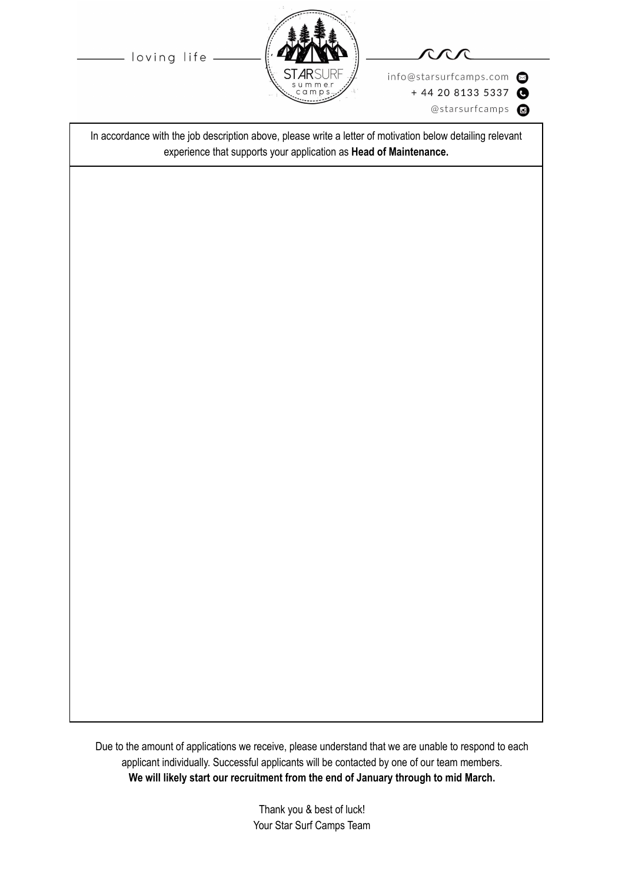loving life

STARSURF summer camps

info@starsurfcamps.com

+ 44 20 8133 5337

@starsurfcamps

| |
|---|
| In accordance with the job description above, please write a letter of motivation below detailing relevant experience that supports your application as **Head of Maintenance.** |
| |

Due to the amount of applications we receive, please understand that we are unable to respond to each applicant individually. Successful applicants will be contacted by one of our team members.
**We will likely start our recruitment from the end of January through to mid March.**

Thank you & best of luck!
Your Star Surf Camps Team